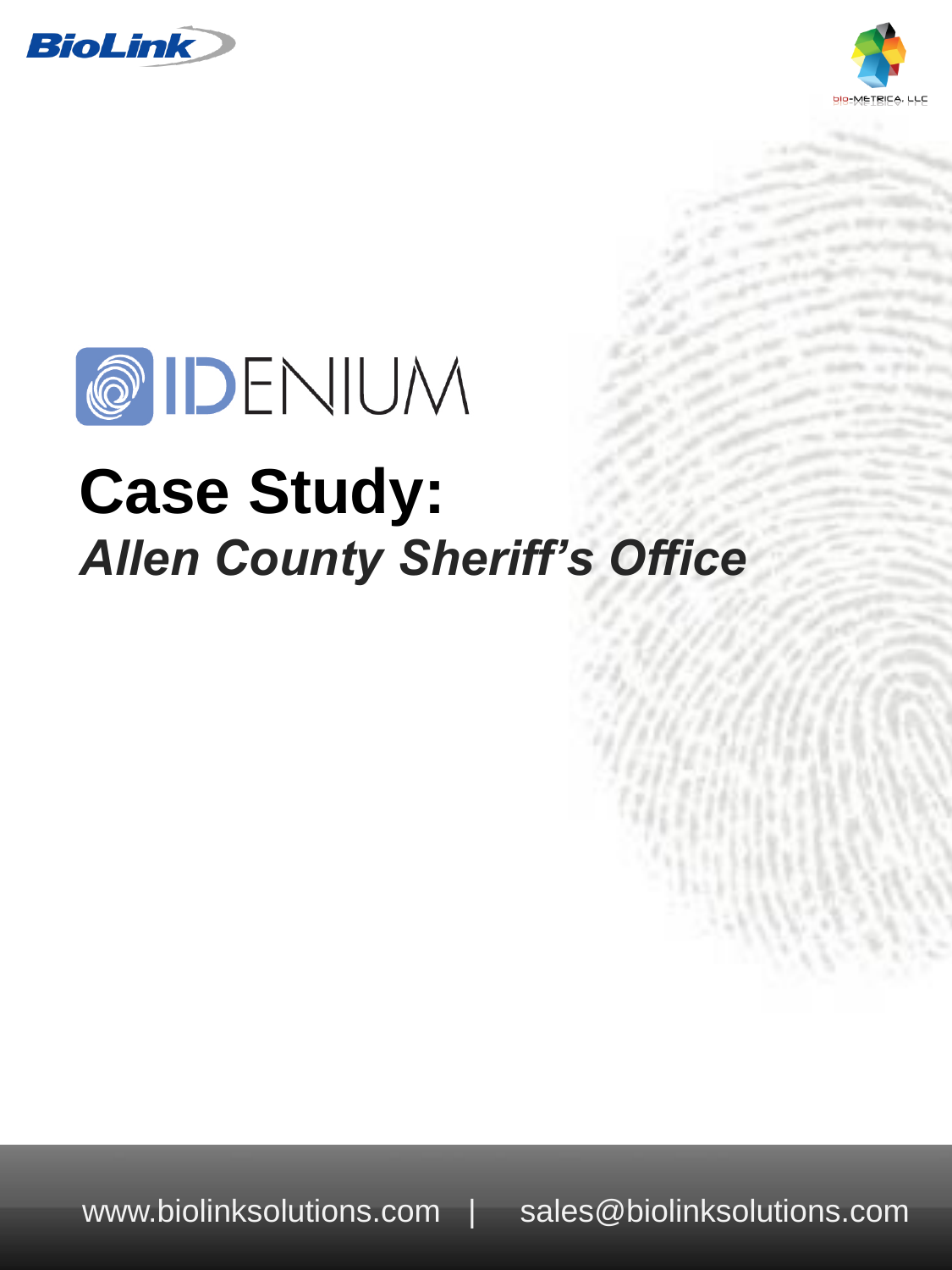BioLink

bio-METRICA, LLC

IDENIUM

# Case Study:

## *Allen County Sheriff's Office*

www.biolinksolutions.com | sales@biolinksolutions.com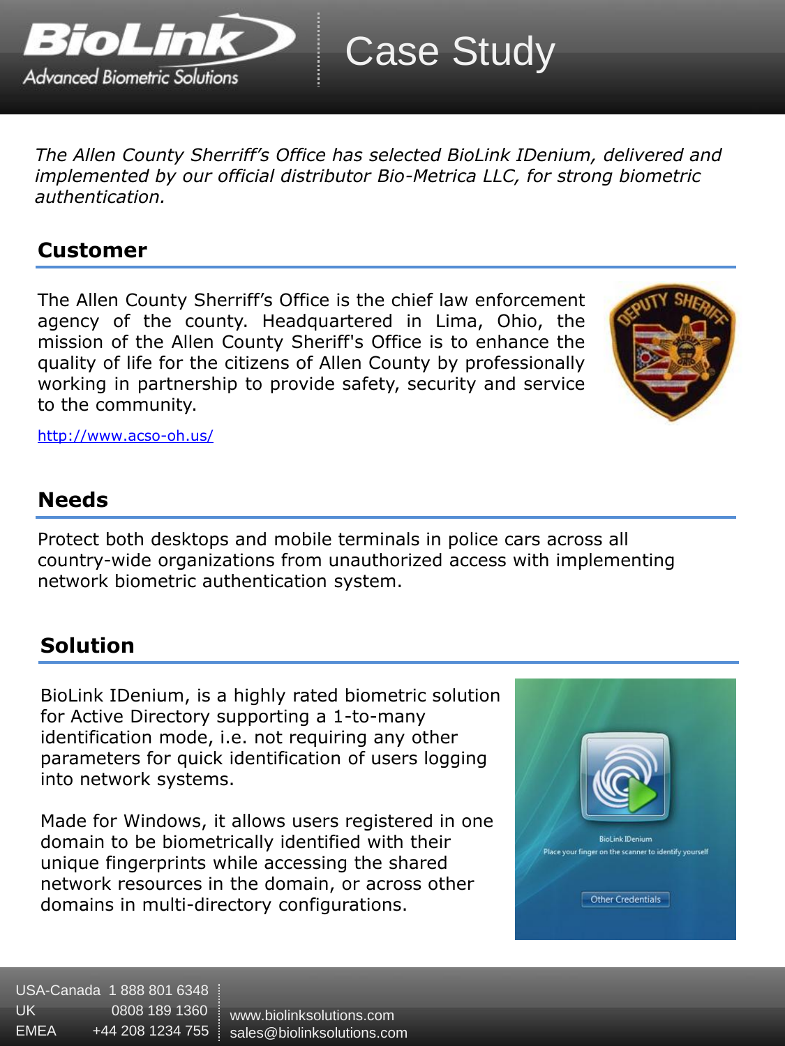# Case Study

*The Allen County Sherriff's Office has selected BioLink IDenium, delivered and implemented by our official distributor Bio-Metrica LLC, for strong biometric authentication.*

## Customer

The Allen County Sherriff's Office is the chief law enforcement agency of the county. Headquartered in Lima, Ohio, the mission of the Allen County Sheriff's Office is to enhance the quality of life for the citizens of Allen County by professionally working in partnership to provide safety, security and service to the community.

http://www.acso-oh.us/

## Needs

Protect both desktops and mobile terminals in police cars across all country-wide organizations from unauthorized access with implementing network biometric authentication system.

## Solution

BioLink IDenium, is a highly rated biometric solution for Active Directory supporting a 1-to-many identification mode, i.e. not requiring any other parameters for quick identification of users logging into network systems.

Made for Windows, it allows users registered in one domain to be biometrically identified with their unique fingerprints while accessing the shared network resources in the domain, or across other domains in multi-directory configurations.

USA-Canada 1 888 801 6348
UK 0808 189 1360
EMEA +44 208 1234 755

www.biolinksolutions.com
sales@biolinksolutions.com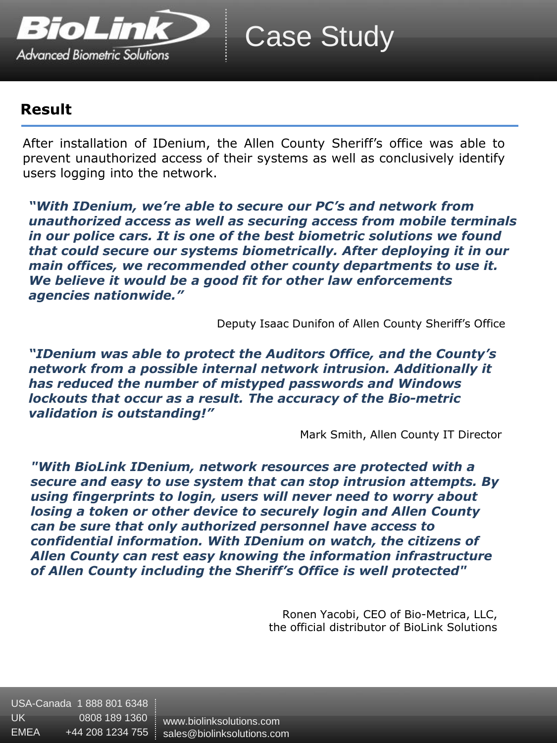## Result

After installation of IDenium, the Allen County Sheriff's office was able to prevent unauthorized access of their systems as well as conclusively identify users logging into the network.

***"With IDenium, we're able to secure our PC's and network from unauthorized access as well as securing access from mobile terminals in our police cars. It is one of the best biometric solutions we found that could secure our systems biometrically. After deploying it in our main offices, we recommended other county departments to use it. We believe it would be a good fit for other law enforcements agencies nationwide."***

Deputy Isaac Dunifon of Allen County Sheriff's Office

***"IDenium was able to protect the Auditors Office, and the County's network from a possible internal network intrusion. Additionally it has reduced the number of mistyped passwords and Windows lockouts that occur as a result. The accuracy of the Bio-metric validation is outstanding!"***

Mark Smith, Allen County IT Director

***"With BioLink IDenium, network resources are protected with a secure and easy to use system that can stop intrusion attempts. By using fingerprints to login, users will never need to worry about losing a token or other device to securely login and Allen County can be sure that only authorized personnel have access to confidential information. With IDenium on watch, the citizens of Allen County can rest easy knowing the information infrastructure of Allen County including the Sheriff's Office is well protected"***

Ronen Yacobi, CEO of Bio-Metrica, LLC,
the official distributor of BioLink Solutions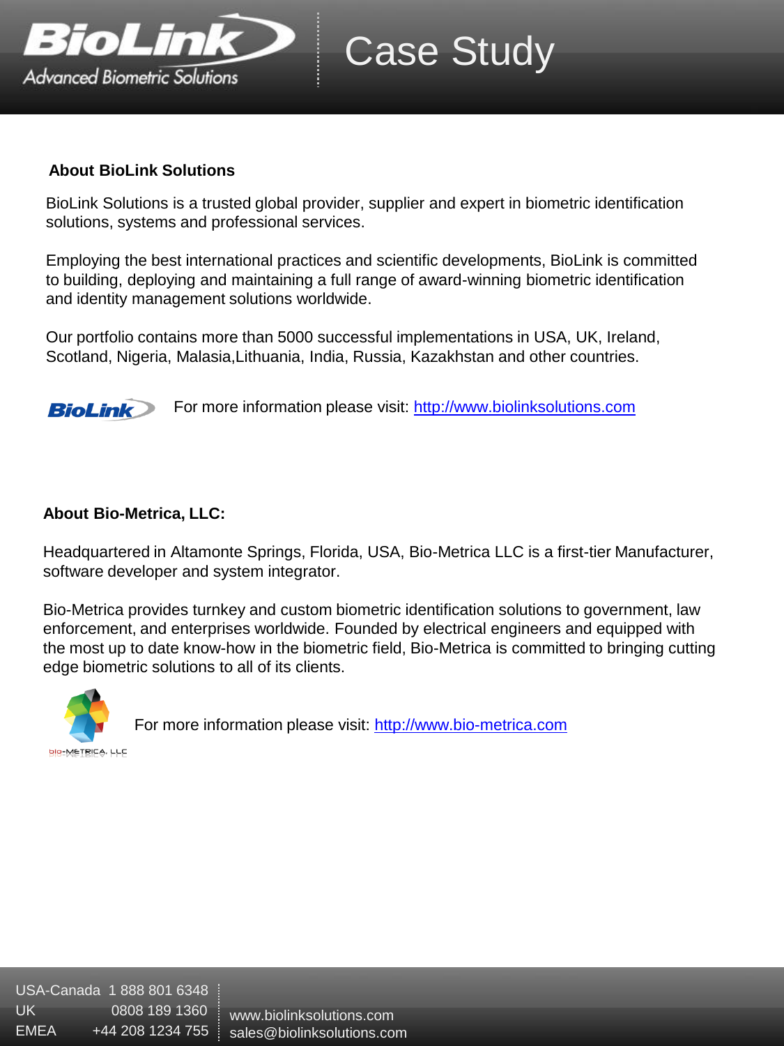## About BioLink Solutions

BioLink Solutions is a trusted global provider, supplier and expert in biometric identification solutions, systems and professional services.

Employing the best international practices and scientific developments, BioLink is committed to building, deploying and maintaining a full range of award-winning biometric identification and identity management solutions worldwide.

Our portfolio contains more than 5000 successful implementations in USA, UK, Ireland, Scotland, Nigeria, Malasia,Lithuania, India, Russia, Kazakhstan and other countries.

For more information please visit: http://www.biolinksolutions.com

## About Bio-Metrica, LLC:

Headquartered in Altamonte Springs, Florida, USA, Bio-Metrica LLC is a first-tier Manufacturer, software developer and system integrator.

Bio-Metrica provides turnkey and custom biometric identification solutions to government, law enforcement, and enterprises worldwide. Founded by electrical engineers and equipped with the most up to date know-how in the biometric field, Bio-Metrica is committed to bringing cutting edge biometric solutions to all of its clients.

For more information please visit: http://www.bio-metrica.com